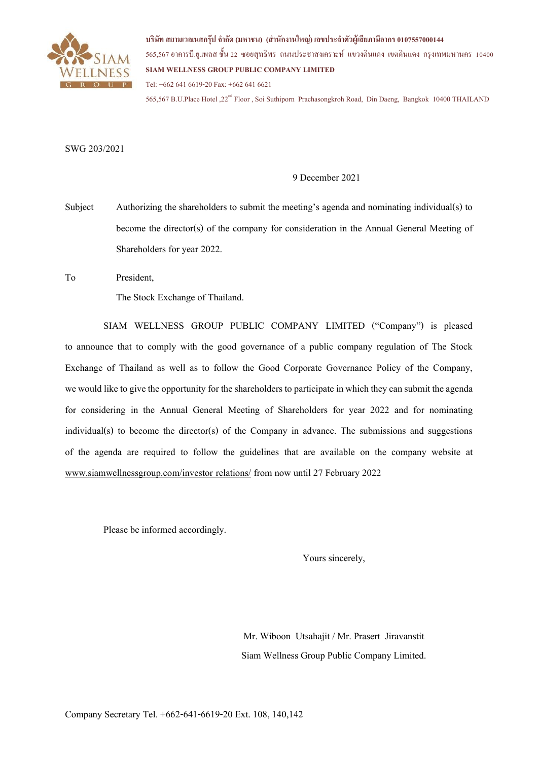บริษัท สยามเวลเนสกรุ๊ป จำกัด (มหาชน) (สำนักงานใหญ่) เลขประจำตัวผู้เสียภาษีอากร 0107557000144
565,567 อาคารบี.ยู.เพลส ชั้น 22 ซอยสุทธิพร ถนนประชาสงเคราะห์ แขวงดินแดง เขตดินแดง กรุงเทพมหานคร 10400
**SIAM WELLNESS GROUP PUBLIC COMPANY LIMITED**
Tel: +662 641 6619-20 Fax: +662 641 6621
565,567 B.U.Place Hotel ,22nd Floor , Soi Suthiporn Prachasongkroh Road, Din Daeng, Bangkok 10400 THAILAND

SWG 203/2021

9 December 2021

Subject Authorizing the shareholders to submit the meeting's agenda and nominating individual(s) to become the director(s) of the company for consideration in the Annual General Meeting of Shareholders for year 2022.

To President,
The Stock Exchange of Thailand.

SIAM WELLNESS GROUP PUBLIC COMPANY LIMITED ("Company") is pleased to announce that to comply with the good governance of a public company regulation of The Stock Exchange of Thailand as well as to follow the Good Corporate Governance Policy of the Company, we would like to give the opportunity for the shareholders to participate in which they can submit the agenda for considering in the Annual General Meeting of Shareholders for year 2022 and for nominating individual(s) to become the director(s) of the Company in advance. The submissions and suggestions of the agenda are required to follow the guidelines that are available on the company website at www.siamwellnessgroup.com/investor relations/ from now until 27 February 2022

Please be informed accordingly.

Yours sincerely,

Mr. Wiboon Utsahajit / Mr. Prasert Jiravanstit
Siam Wellness Group Public Company Limited.

Company Secretary Tel. +662-641-6619-20 Ext. 108, 140,142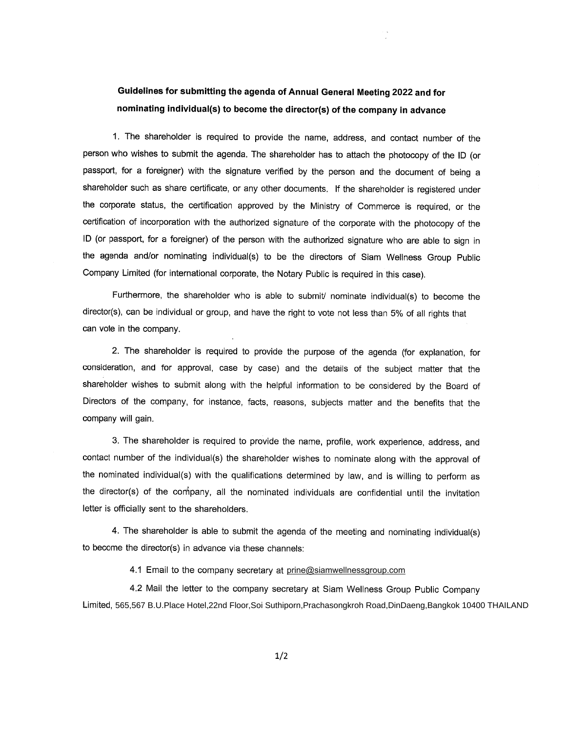## Guidelines for submitting the agenda of Annual General Meeting 2022 and for nominating individual(s) to become the director(s) of the company in advance

1. The shareholder is required to provide the name, address, and contact number of the person who wishes to submit the agenda. The shareholder has to attach the photocopy of the ID (or passport, for a foreigner) with the signature verified by the person and the document of being a shareholder such as share certificate, or any other documents. If the shareholder is registered under the corporate status, the certification approved by the Ministry of Commerce is required, or the certification of incorporation with the authorized signature of the corporate with the photocopy of the ID (or passport, for a foreigner) of the person with the authorized signature who are able to sign in the agenda and/or nominating individual(s) to be the directors of Siam Wellness Group Public Company Limited (for international corporate, the Notary Public is required in this case).

Furthermore, the shareholder who is able to submit/ nominate individual(s) to become the director(s), can be individual or group, and have the right to vote not less than 5% of all rights that can vote in the company.

2. The shareholder is required to provide the purpose of the agenda (for explanation, for consideration, and for approval, case by case) and the details of the subject matter that the shareholder wishes to submit along with the helpful information to be considered by the Board of Directors of the company, for instance, facts, reasons, subjects matter and the benefits that the company will gain.

3. The shareholder is required to provide the name, profile, work experience, address, and contact number of the individual(s) the shareholder wishes to nominate along with the approval of the nominated individual(s) with the qualifications determined by law, and is willing to perform as the director(s) of the company, all the nominated individuals are confidential until the invitation letter is officially sent to the shareholders.

4. The shareholder is able to submit the agenda of the meeting and nominating individual(s) to become the director(s) in advance via these channels:

4.1 Email to the company secretary at prine@siamwellnessgroup.com

4.2 Mail the letter to the company secretary at Siam Wellness Group Public Company Limited, 565,567 B.U.Place Hotel,22nd Floor,Soi Suthiporn,Prachasongkroh Road,DinDaeng,Bangkok 10400 THAILAND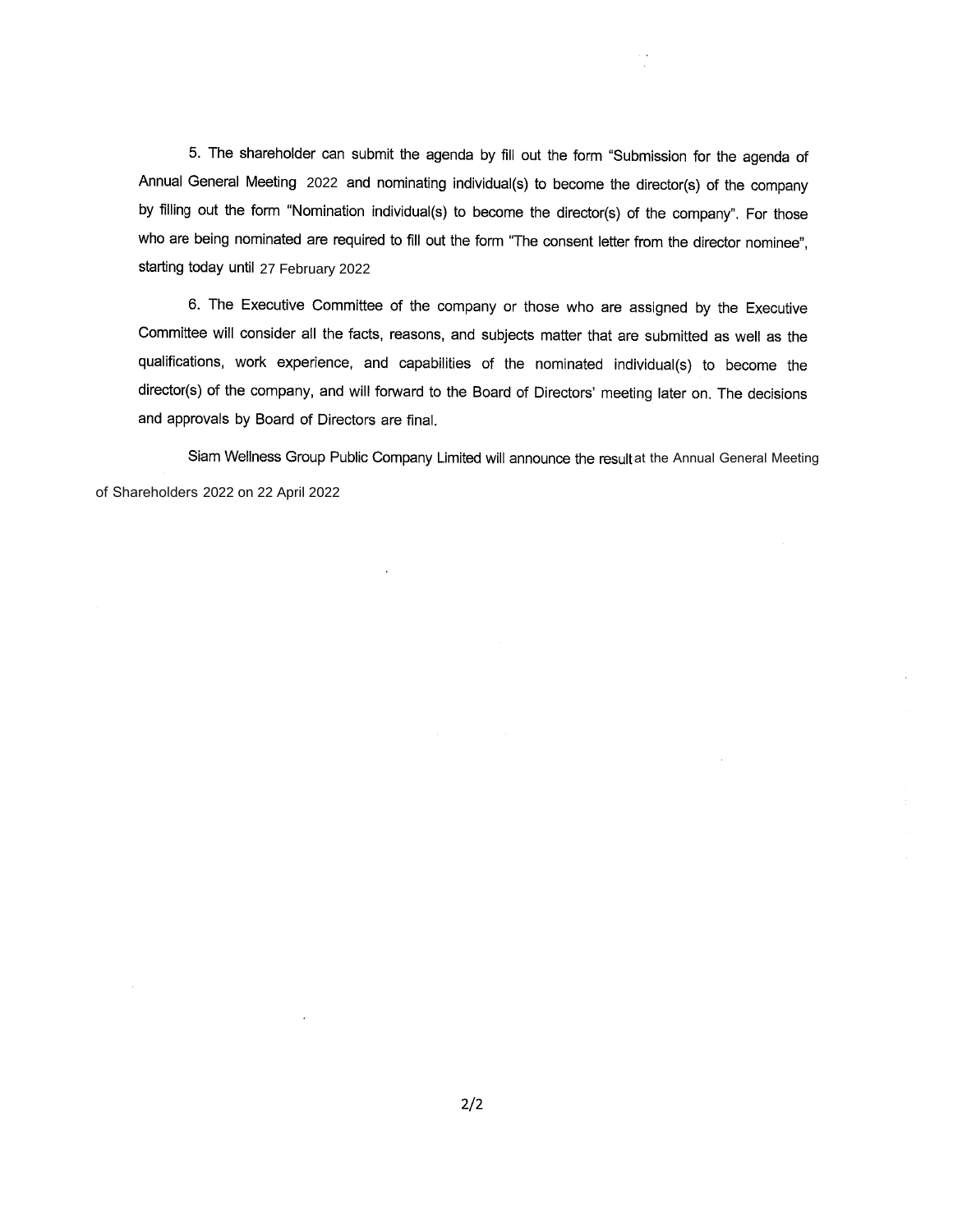5. The shareholder can submit the agenda by fill out the form "Submission for the agenda of Annual General Meeting 2022 and nominating individual(s) to become the director(s) of the company by filling out the form "Nomination individual(s) to become the director(s) of the company". For those who are being nominated are required to fill out the form "The consent letter from the director nominee", starting today until 27 February 2022

6. The Executive Committee of the company or those who are assigned by the Executive Committee will consider all the facts, reasons, and subjects matter that are submitted as well as the qualifications, work experience, and capabilities of the nominated individual(s) to become the director(s) of the company, and will forward to the Board of Directors' meeting later on. The decisions and approvals by Board of Directors are final.

Siam Wellness Group Public Company Limited will announce the result at the Annual General Meeting of Shareholders 2022 on 22 April 2022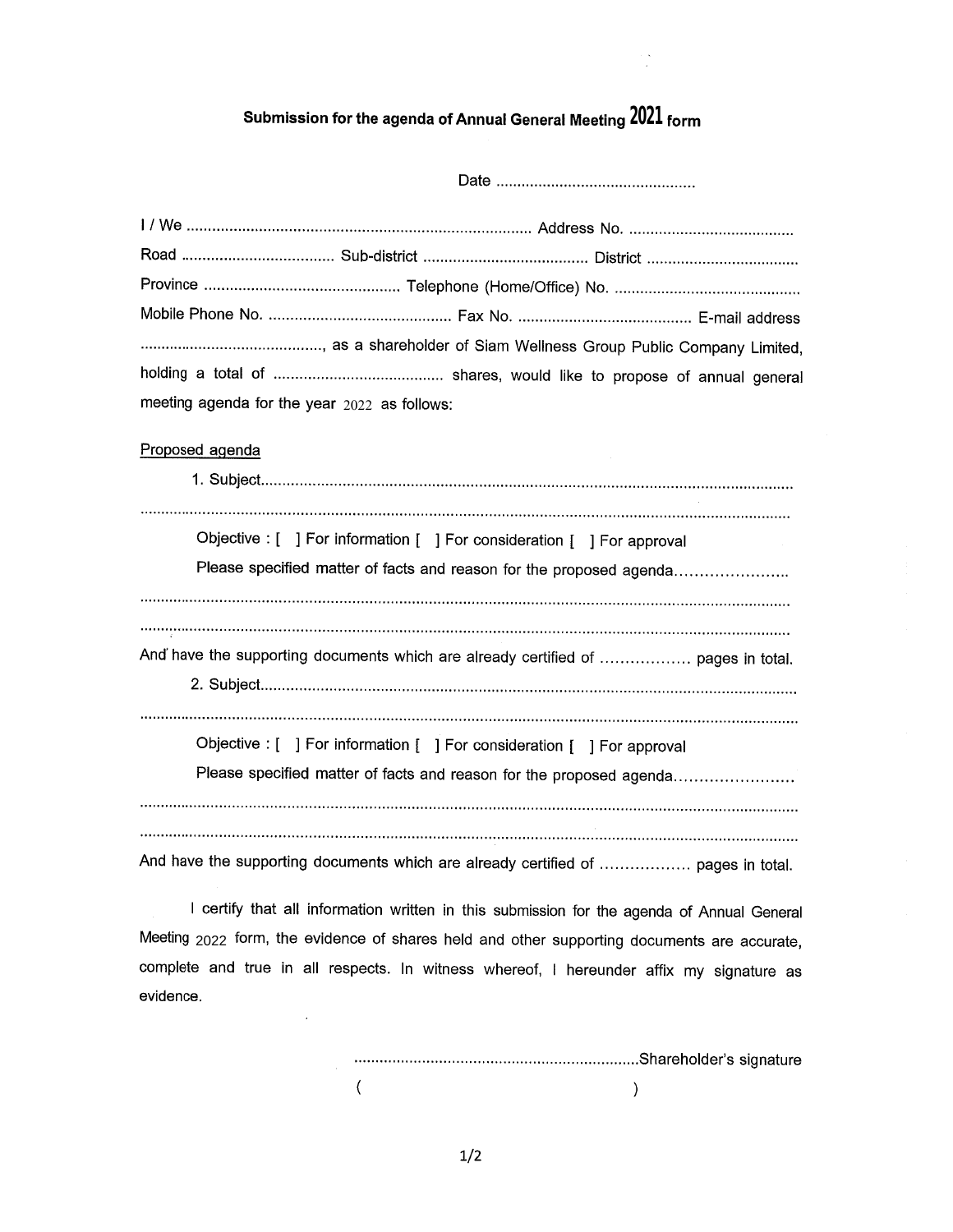# Submission for the agenda of Annual General Meeting 2021 form

Date ...............................................

I / We ................................................................................ Address No. .......................................
Road .................................... Sub-district ....................................... District ....................................
Province .............................................. Telephone (Home/Office) No. ............................................
Mobile Phone No. ........................................... Fax No. ......................................... E-mail address
..........................................., as a shareholder of Siam Wellness Group Public Company Limited, holding a total of ........................................ shares, would like to propose of annual general meeting agenda for the year 2022 as follows:

Proposed agenda

1. Subject.............................................................................................................................
.........................................................................................................................................

Objective : [ ] For information [ ] For consideration [ ] For approval

Please specified matter of facts and reason for the proposed agenda.......................
.........................................................................................................................................
.........................................................................................................................................

And have the supporting documents which are already certified of .................. pages in total.

2. Subject.............................................................................................................................
.........................................................................................................................................

Objective : [ ] For information [ ] For consideration [ ] For approval

Please specified matter of facts and reason for the proposed agenda........................
.........................................................................................................................................
.........................................................................................................................................

And have the supporting documents which are already certified of .................. pages in total.

I certify that all information written in this submission for the agenda of Annual General Meeting 2022 form, the evidence of shares held and other supporting documents are accurate, complete and true in all respects. In witness whereof, I hereunder affix my signature as evidence.

...................................................................Shareholder's signature

( )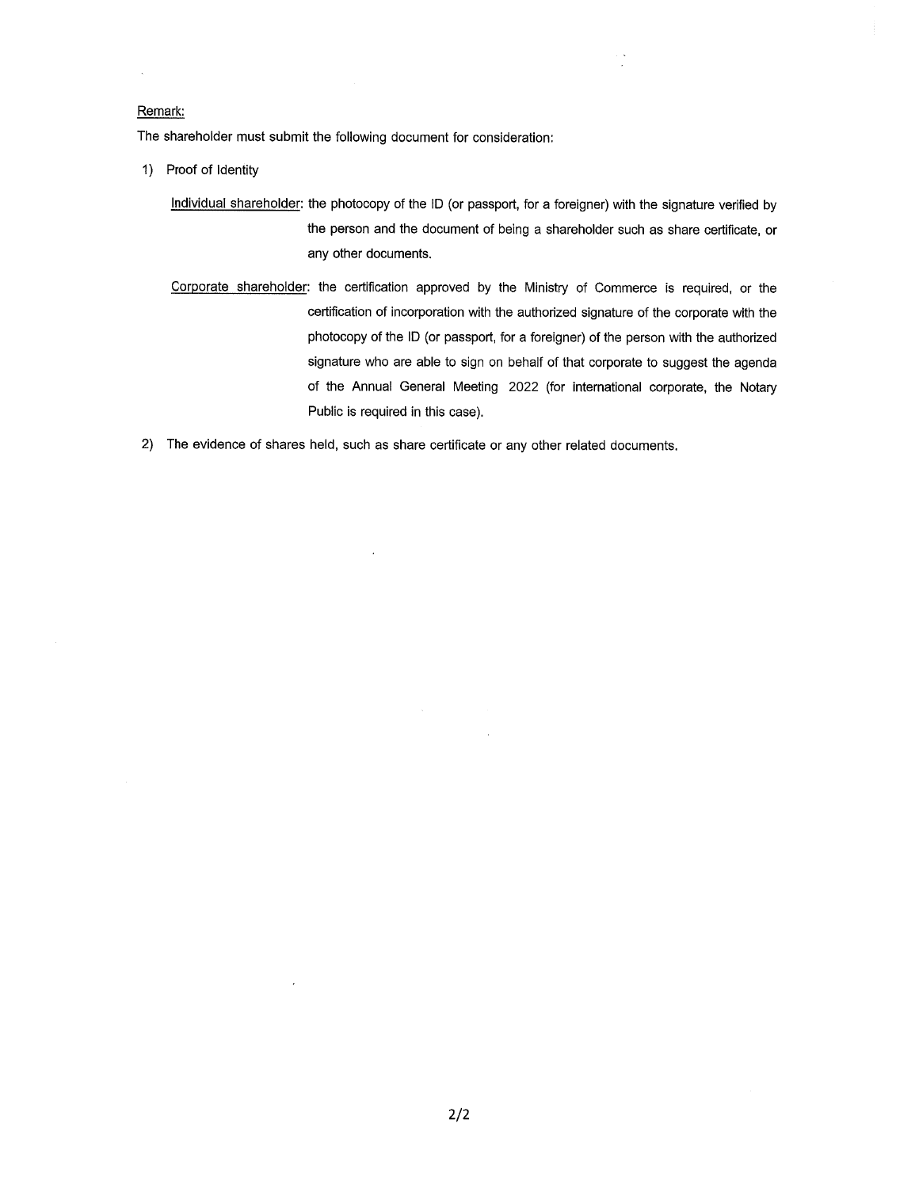Remark:

The shareholder must submit the following document for consideration:

1) Proof of Identity

   Individual shareholder: the photocopy of the ID (or passport, for a foreigner) with the signature verified by the person and the document of being a shareholder such as share certificate, or any other documents.

   Corporate shareholder: the certification approved by the Ministry of Commerce is required, or the certification of incorporation with the authorized signature of the corporate with the photocopy of the ID (or passport, for a foreigner) of the person with the authorized signature who are able to sign on behalf of that corporate to suggest the agenda of the Annual General Meeting 2022 (for international corporate, the Notary Public is required in this case).

2) The evidence of shares held, such as share certificate or any other related documents.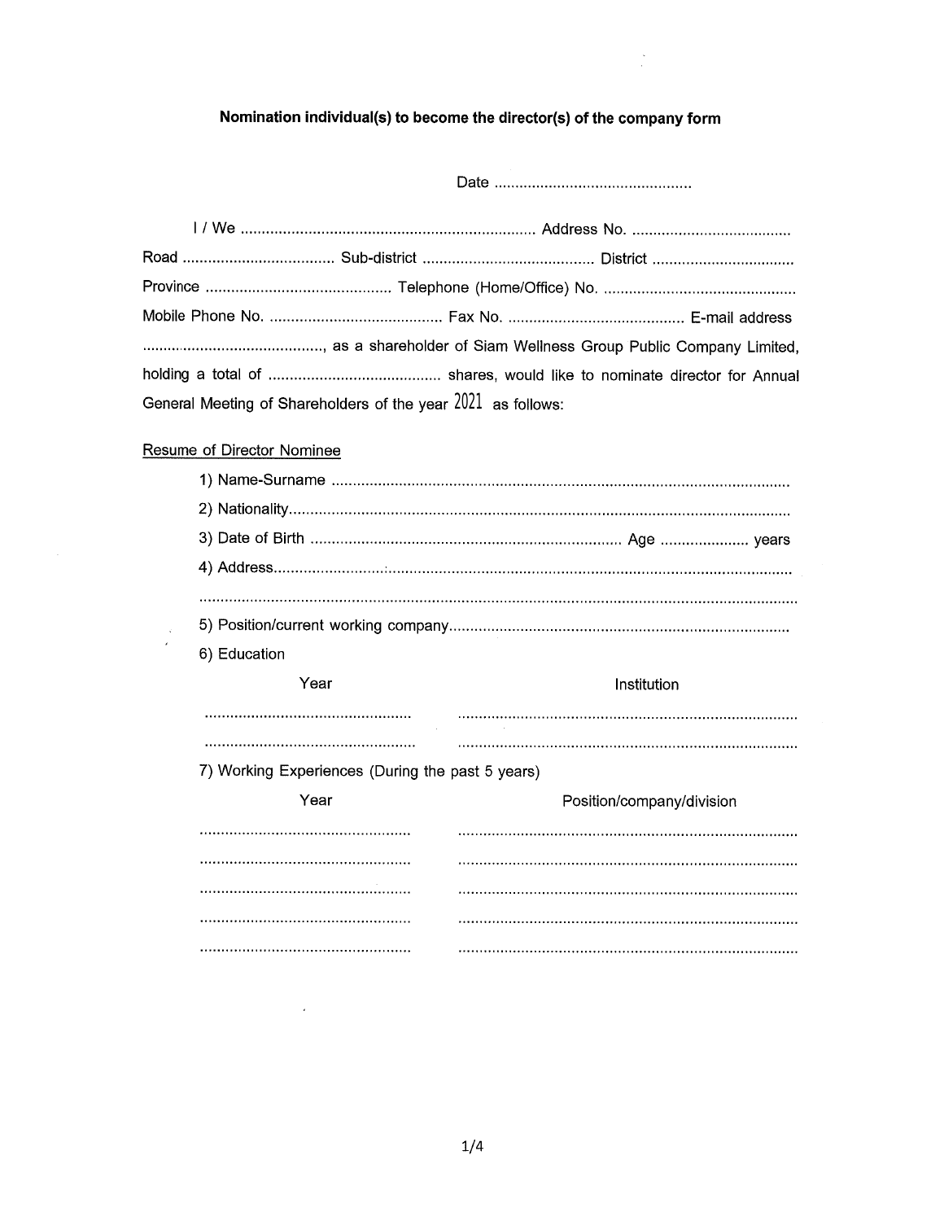# Nomination individual(s) to become the director(s) of the company form

Date ................................................

I / We ...................................................................... Address No. ......................................
Road .................................... Sub-district ......................................... District ..................................
Province ............................................ Telephone (Home/Office) No. ..............................................
Mobile Phone No. .......................................... Fax No. .......................................... E-mail address
..........................................., as a shareholder of Siam Wellness Group Public Company Limited, holding a total of ......................................... shares, would like to nominate director for Annual General Meeting of Shareholders of the year 2021 as follows:

Resume of Director Nominee

1) Name-Surname ............................................................................................................
2) Nationality......................................................................................................................
3) Date of Birth .......................................................................... Age ..................... years
4) Address...........................................................................................................................
.............................................................................................................................................
5) Position/current working company.................................................................................
6) Education

| Year | Institution |
|---|---|
| .................................................. | ................................................................................. |
| .................................................. | ................................................................................. |

7) Working Experiences (During the past 5 years)

| Year | Position/company/division |
|---|---|
| .................................................. | ................................................................................. |
| .................................................. | ................................................................................. |
| .................................................. | ................................................................................. |
| .................................................. | ................................................................................. |
| .................................................. | ................................................................................. |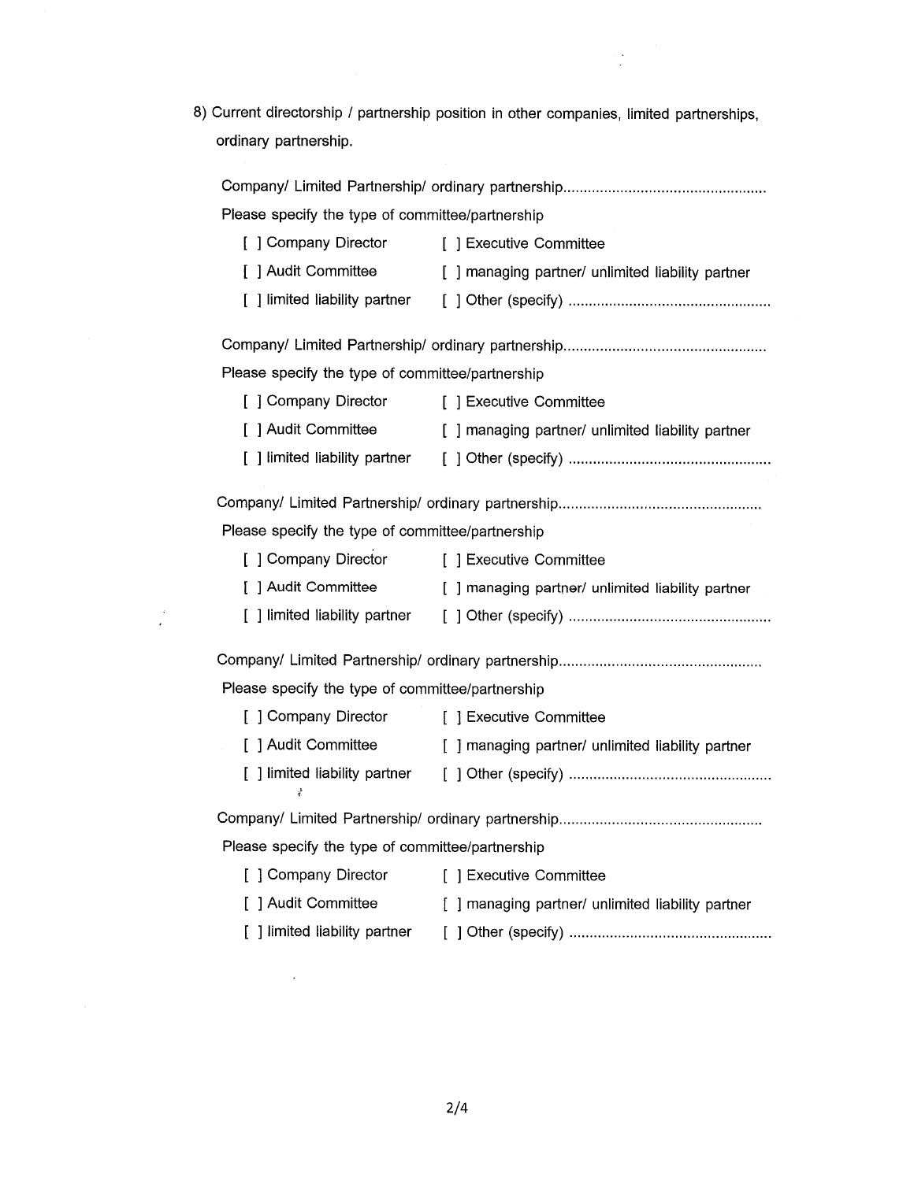8) Current directorship / partnership position in other companies, limited partnerships, ordinary partnership.

Company/ Limited Partnership/ ordinary partnership.................................................

Please specify the type of committee/partnership

[ ] Company Director　　[ ] Executive Committee

[ ] Audit Committee　　[ ] managing partner/ unlimited liability partner

[ ] limited liability partner　　[ ] Other (specify) .................................................

Company/ Limited Partnership/ ordinary partnership.................................................

Please specify the type of committee/partnership

[ ] Company Director　　[ ] Executive Committee

[ ] Audit Committee　　[ ] managing partner/ unlimited liability partner

[ ] limited liability partner　　[ ] Other (specify) .................................................

Company/ Limited Partnership/ ordinary partnership.................................................

Please specify the type of committee/partnership

[ ] Company Director　　[ ] Executive Committee

[ ] Audit Committee　　[ ] managing partner/ unlimited liability partner

[ ] limited liability partner　　[ ] Other (specify) .................................................

Company/ Limited Partnership/ ordinary partnership.................................................

Please specify the type of committee/partnership

[ ] Company Director　　[ ] Executive Committee

[ ] Audit Committee　　[ ] managing partner/ unlimited liability partner

[ ] limited liability partner　　[ ] Other (specify) .................................................

Company/ Limited Partnership/ ordinary partnership.................................................

Please specify the type of committee/partnership

[ ] Company Director　　[ ] Executive Committee

[ ] Audit Committee　　[ ] managing partner/ unlimited liability partner

[ ] limited liability partner　　[ ] Other (specify) .................................................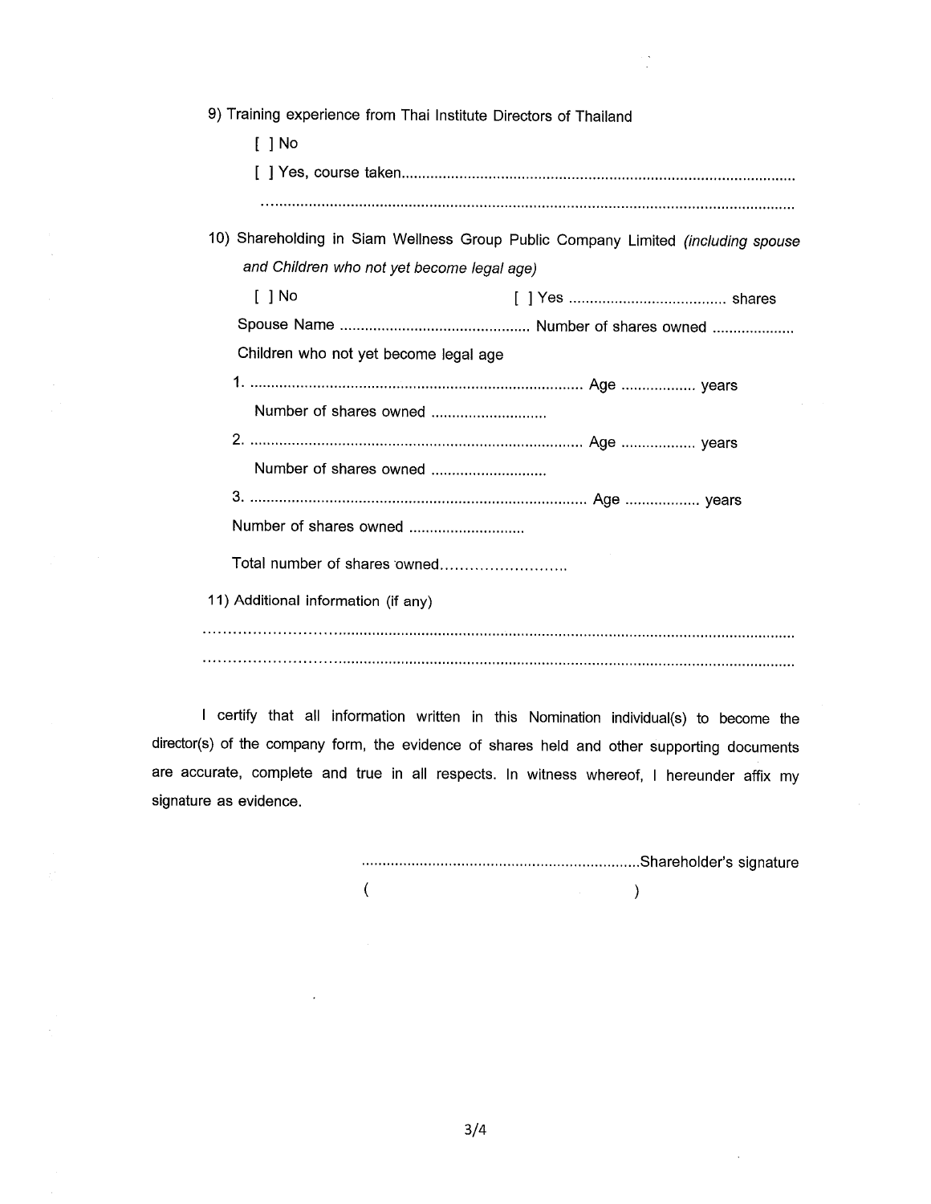9) Training experience from Thai Institute Directors of Thailand

[ ] No

[ ] Yes, course taken.............................................................................................

...............................................................................................................................

10) Shareholding in Siam Wellness Group Public Company Limited *(including spouse and Children who not yet become legal age)*

[ ] No [ ] Yes ...................................... shares

Spouse Name .............................................. Number of shares owned ....................

Children who not yet become legal age

1. ............................................................................... Age .................. years

   Number of shares owned ............................

2. ............................................................................... Age .................. years

   Number of shares owned ............................

3. ............................................................................... Age .................. years

   Number of shares owned ............................

Total number of shares owned..........................

11) Additional information (if any)

...............................................................................................................................

...............................................................................................................................

I certify that all information written in this Nomination individual(s) to become the director(s) of the company form, the evidence of shares held and other supporting documents are accurate, complete and true in all respects. In witness whereof, I hereunder affix my signature as evidence.

...................................................................Shareholder's signature

( )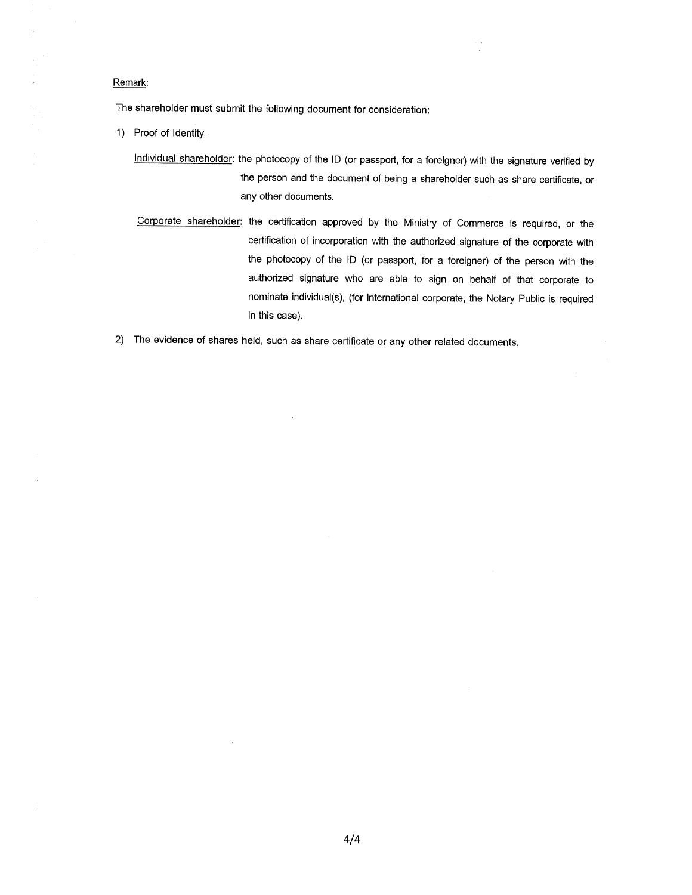Remark:

The shareholder must submit the following document for consideration:

1) Proof of Identity

   Individual shareholder: the photocopy of the ID (or passport, for a foreigner) with the signature verified by the person and the document of being a shareholder such as share certificate, or any other documents.

   Corporate shareholder: the certification approved by the Ministry of Commerce is required, or the certification of incorporation with the authorized signature of the corporate with the photocopy of the ID (or passport, for a foreigner) of the person with the authorized signature who are able to sign on behalf of that corporate to nominate individual(s), (for international corporate, the Notary Public is required in this case).

2) The evidence of shares held, such as share certificate or any other related documents.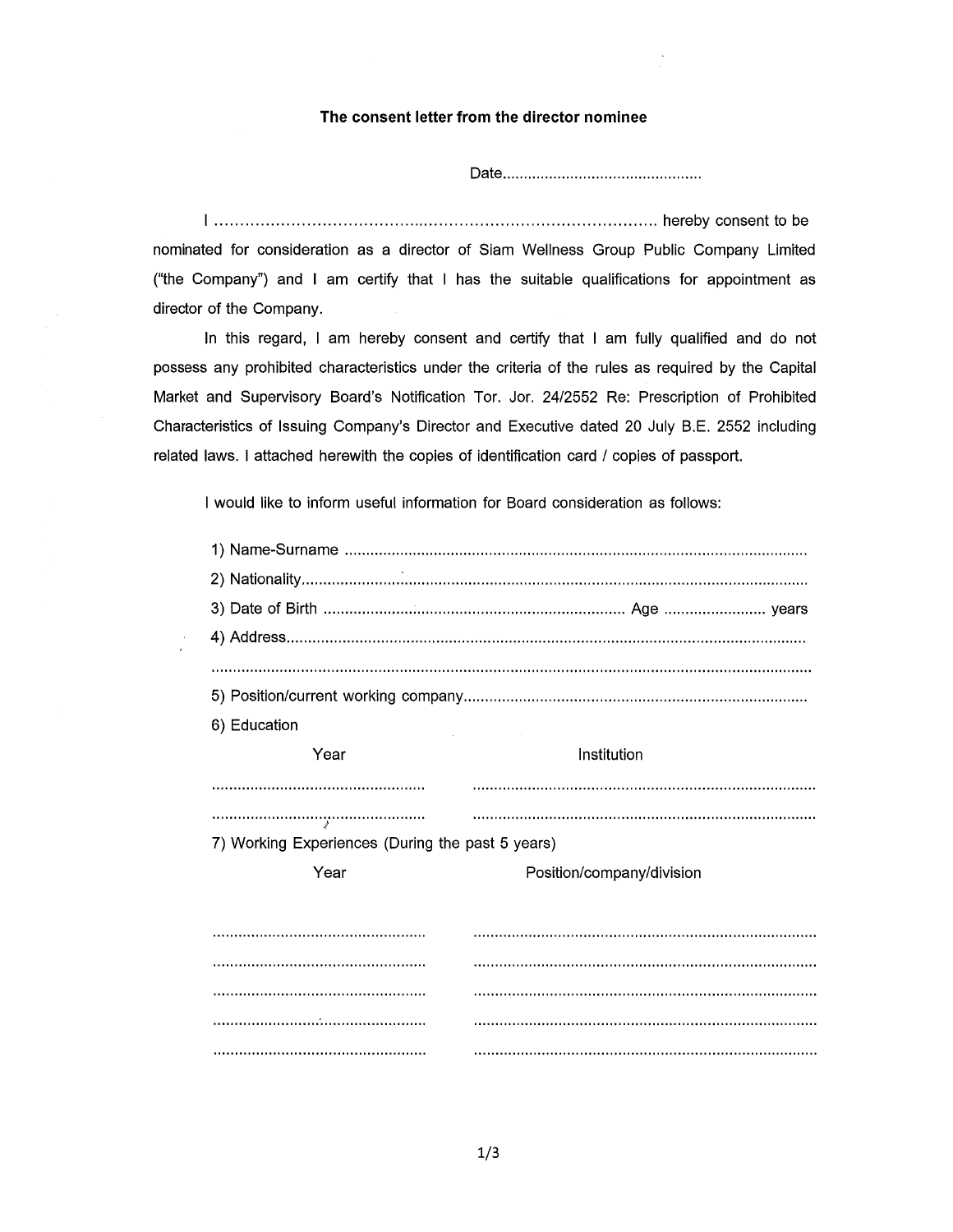### The consent letter from the director nominee

Date...............................................

I ......................................................................................................... hereby consent to be nominated for consideration as a director of Siam Wellness Group Public Company Limited ("the Company") and I am certify that I has the suitable qualifications for appointment as director of the Company.

In this regard, I am hereby consent and certify that I am fully qualified and do not possess any prohibited characteristics under the criteria of the rules as required by the Capital Market and Supervisory Board's Notification Tor. Jor. 24/2552 Re: Prescription of Prohibited Characteristics of Issuing Company's Director and Executive dated 20 July B.E. 2552 including related laws. I attached herewith the copies of identification card / copies of passport.

I would like to inform useful information for Board consideration as follows:

1) Name-Surname ..........................................................................................................

2) Nationality..................................................................................................................

3) Date of Birth ...................................................................... Age ........................ years

4) Address......................................................................................................................

.......................................................................................................................................

5) Position/current working company................................................................................

6) Education

| Year | Institution |
|---|---|
| .................................................. | ................................................................................ |
| .................................................. | ................................................................................ |

7) Working Experiences (During the past 5 years)

| Year | Position/company/division |
|---|---|
| .................................................. | ................................................................................ |
| .................................................. | ................................................................................ |
| .................................................. | ................................................................................ |
| .................................................. | ................................................................................ |
| .................................................. | ................................................................................ |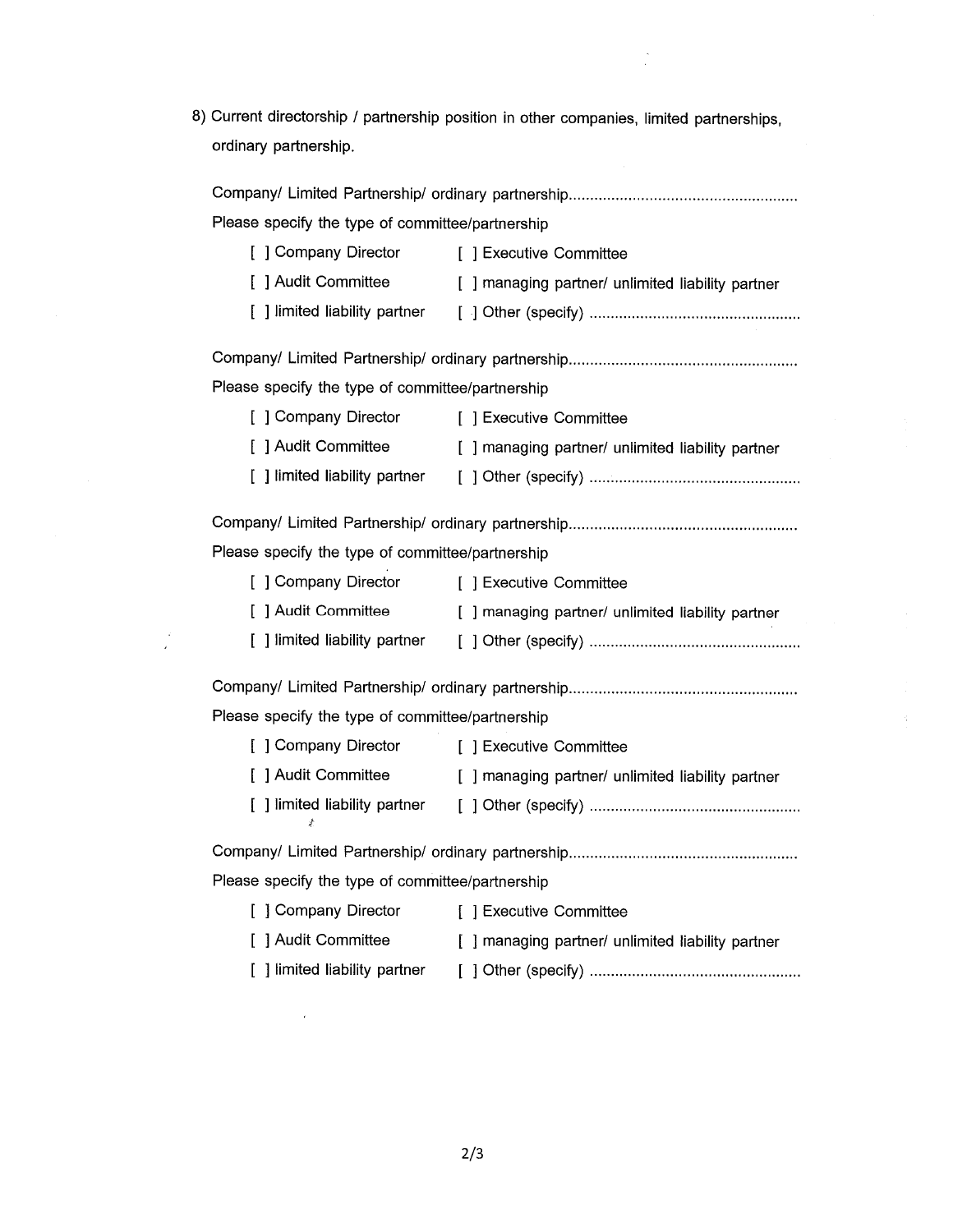8) Current directorship / partnership position in other companies, limited partnerships, ordinary partnership.

Company/ Limited Partnership/ ordinary partnership......................................................

Please specify the type of committee/partnership

[ ] Company Director [ ] Executive Committee

[ ] Audit Committee [ ] managing partner/ unlimited liability partner

[ ] limited liability partner [ ] Other (specify) ..................................................

Company/ Limited Partnership/ ordinary partnership......................................................

Please specify the type of committee/partnership

[ ] Company Director [ ] Executive Committee

[ ] Audit Committee [ ] managing partner/ unlimited liability partner

[ ] limited liability partner [ ] Other (specify) ..................................................

Company/ Limited Partnership/ ordinary partnership......................................................

Please specify the type of committee/partnership

[ ] Company Director [ ] Executive Committee

[ ] Audit Committee [ ] managing partner/ unlimited liability partner

[ ] limited liability partner [ ] Other (specify) ..................................................

Company/ Limited Partnership/ ordinary partnership......................................................

Please specify the type of committee/partnership

[ ] Company Director [ ] Executive Committee

[ ] Audit Committee [ ] managing partner/ unlimited liability partner

[ ] limited liability partner [ ] Other (specify) ..................................................

Company/ Limited Partnership/ ordinary partnership......................................................

Please specify the type of committee/partnership

[ ] Company Director [ ] Executive Committee

[ ] Audit Committee [ ] managing partner/ unlimited liability partner

[ ] limited liability partner [ ] Other (specify) ..................................................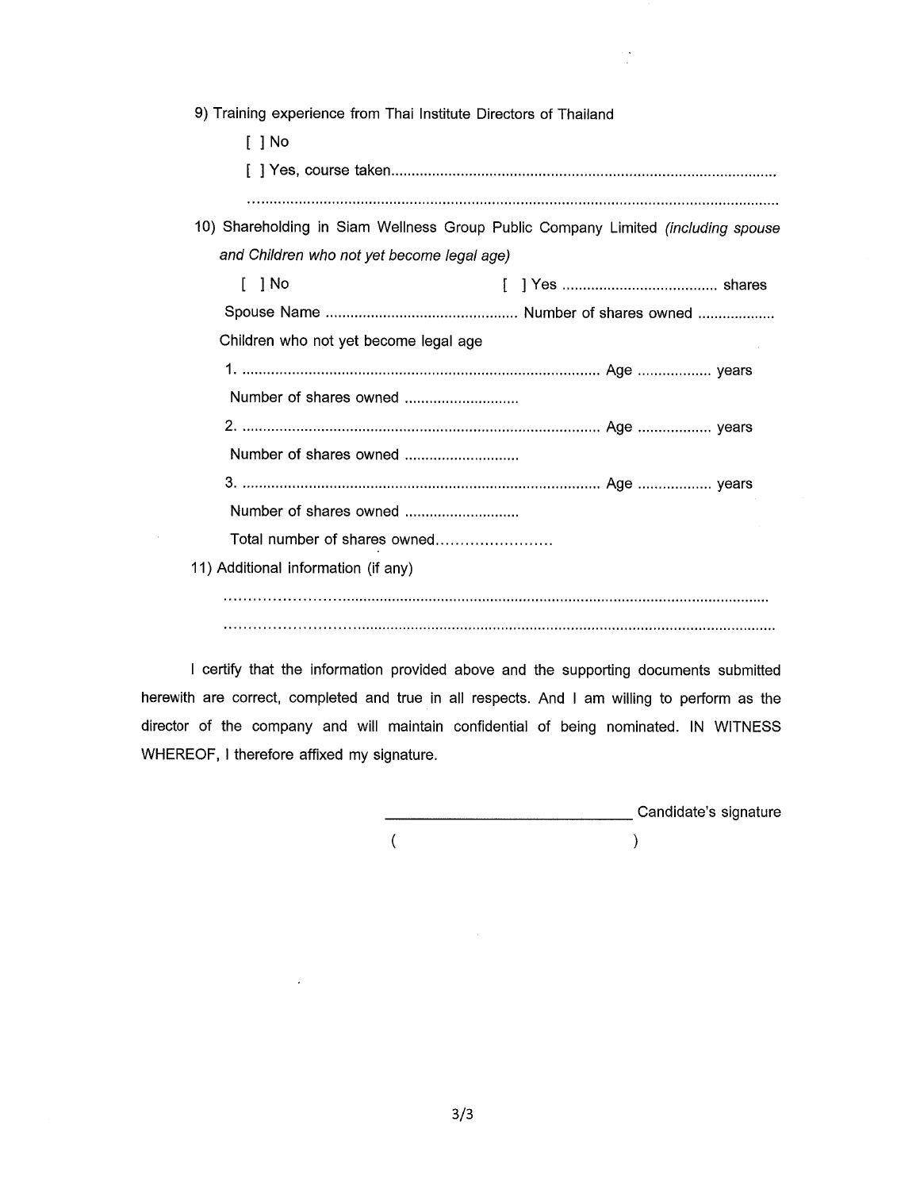9) Training experience from Thai Institute Directors of Thailand

[ ] No

[ ] Yes, course taken.............................................................................................

.................................................................................................................................

10) Shareholding in Siam Wellness Group Public Company Limited *(including spouse and Children who not yet become legal age)*

[ ] No [ ] Yes ...................................... shares

Spouse Name ............................................... Number of shares owned ..................

Children who not yet become legal age

1. ....................................................................................... Age .................. years

Number of shares owned ............................

2. ....................................................................................... Age .................. years

Number of shares owned ............................

3. ....................................................................................... Age .................. years

Number of shares owned ............................

Total number of shares owned........................

11) Additional information (if any)

.................................................................................................................................

.................................................................................................................................

I certify that the information provided above and the supporting documents submitted herewith are correct, completed and true in all respects. And I am willing to perform as the director of the company and will maintain confidential of being nominated. IN WITNESS WHEREOF, I therefore affixed my signature.

_______________________________ Candidate's signature

( )